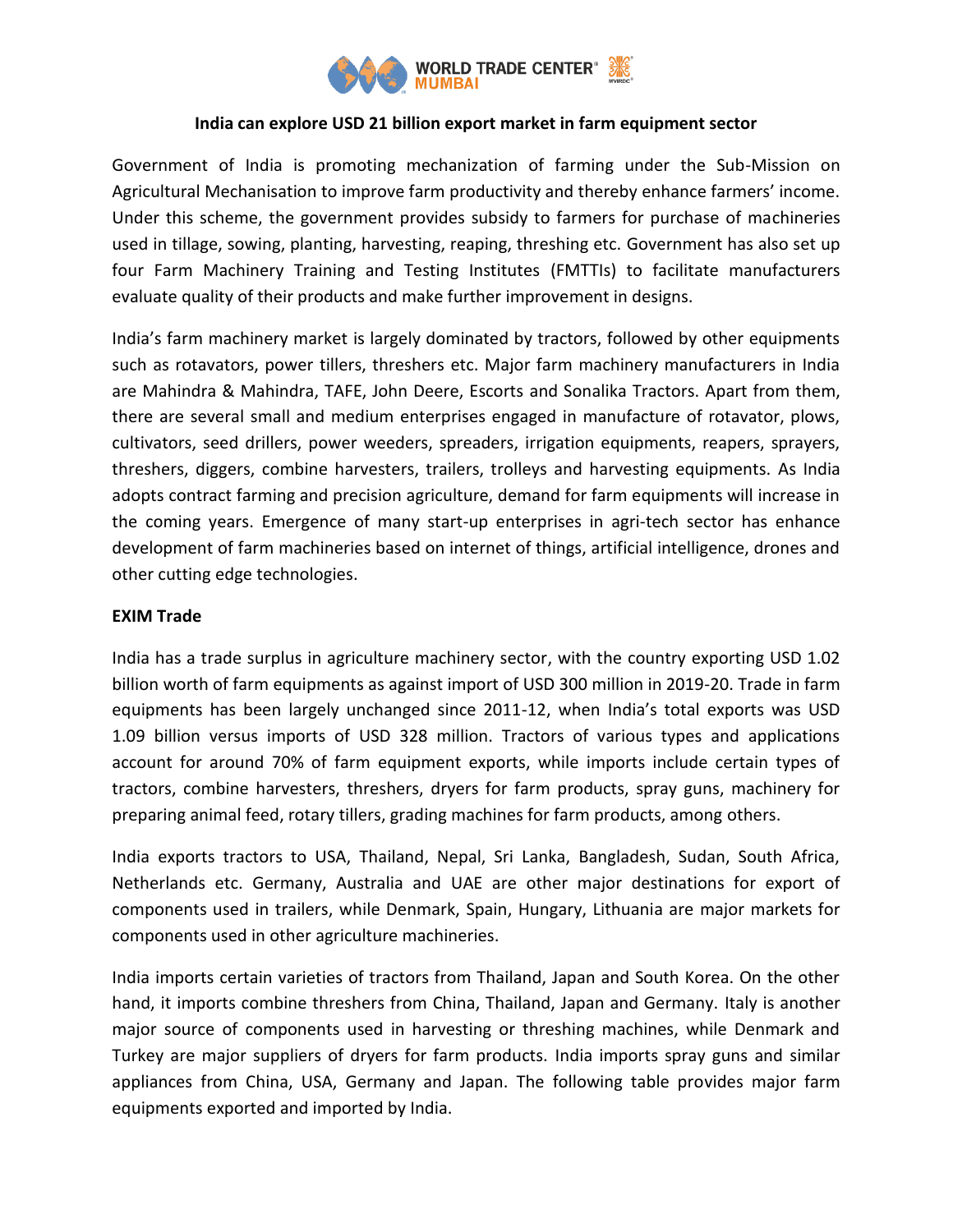# India can explore USD 21 billion export market in farm equipment sector

Government of India is promoting mechanization of farming under the Sub-Mission on Agricultural Mechanisation to improve farm productivity and thereby enhance farmers' income. Under this scheme, the government provides subsidy to farmers for purchase of machineries used in tillage, sowing, planting, harvesting, reaping, threshing etc. Government has also set up four Farm Machinery Training and Testing Institutes (FMTTIs) to facilitate manufacturers evaluate quality of their products and make further improvement in designs.

India's farm machinery market is largely dominated by tractors, followed by other equipments such as rotavators, power tillers, threshers etc. Major farm machinery manufacturers in India are Mahindra & Mahindra, TAFE, John Deere, Escorts and Sonalika Tractors. Apart from them, there are several small and medium enterprises engaged in manufacture of rotavator, plows, cultivators, seed drillers, power weeders, spreaders, irrigation equipments, reapers, sprayers, threshers, diggers, combine harvesters, trailers, trolleys and harvesting equipments. As India adopts contract farming and precision agriculture, demand for farm equipments will increase in the coming years. Emergence of many start-up enterprises in agri-tech sector has enhance development of farm machineries based on internet of things, artificial intelligence, drones and other cutting edge technologies.

## EXIM Trade

India has a trade surplus in agriculture machinery sector, with the country exporting USD 1.02 billion worth of farm equipments as against import of USD 300 million in 2019-20. Trade in farm equipments has been largely unchanged since 2011-12, when India's total exports was USD 1.09 billion versus imports of USD 328 million. Tractors of various types and applications account for around 70% of farm equipment exports, while imports include certain types of tractors, combine harvesters, threshers, dryers for farm products, spray guns, machinery for preparing animal feed, rotary tillers, grading machines for farm products, among others.

India exports tractors to USA, Thailand, Nepal, Sri Lanka, Bangladesh, Sudan, South Africa, Netherlands etc. Germany, Australia and UAE are other major destinations for export of components used in trailers, while Denmark, Spain, Hungary, Lithuania are major markets for components used in other agriculture machineries.

India imports certain varieties of tractors from Thailand, Japan and South Korea. On the other hand, it imports combine threshers from China, Thailand, Japan and Germany. Italy is another major source of components used in harvesting or threshing machines, while Denmark and Turkey are major suppliers of dryers for farm products. India imports spray guns and similar appliances from China, USA, Germany and Japan. The following table provides major farm equipments exported and imported by India.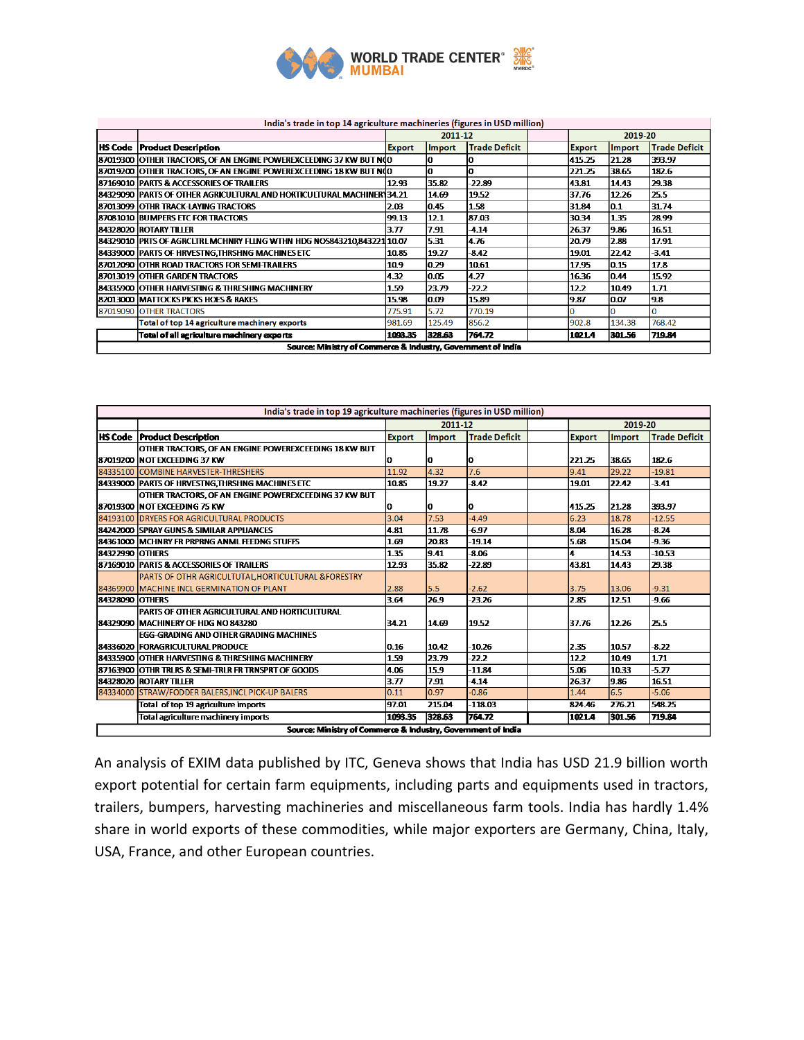| India's trade in top 14 agriculture machineries (figures in USD million) | | | | | | | | |
|---|---|---|---|---|---|---|---|---|
| | | 2011-12 | | | | 2019-20 | | |
| HS Code | Product Description | Export | Import | Trade Deficit | | Export | Import | Trade Deficit |
| 87019300 | OTHER TRACTORS, OF AN ENGINE POWEREXCEEDING 37 KW BUT NO | 0 | 0 | 0 | | 415.25 | 21.28 | 393.97 |
| 87019200 | OTHER TRACTORS, OF AN ENGINE POWEREXCEEDING 18 KW BUT NO | 0 | 0 | 0 | | 221.25 | 38.65 | 182.6 |
| 87169010 | PARTS & ACCESSORIES OF TRAILERS | 12.93 | 35.82 | -22.89 | | 43.81 | 14.43 | 29.38 |
| 84329090 | PARTS OF OTHER AGRICULTURAL AND HORTICULTURAL MACHINERY | 34.21 | 14.69 | 19.52 | | 37.76 | 12.26 | 25.5 |
| 87013099 | OTHR TRACK-LAYING TRACTORS | 2.03 | 0.45 | 1.58 | | 31.84 | 0.1 | 31.74 |
| 87081010 | BUMPERS ETC FOR TRACTORS | 99.13 | 12.1 | 87.03 | | 30.34 | 1.35 | 28.99 |
| 84328020 | ROTARY TILLER | 3.77 | 7.91 | -4.14 | | 26.37 | 9.86 | 16.51 |
| 84329010 | PRTS OF AGRCLTRL MCHNRY FLLNG WTHN HDG NOS843210,843221 | 10.07 | 5.31 | 4.76 | | 20.79 | 2.88 | 17.91 |
| 84339000 | PARTS OF HRVESTNG,THRSHNG MACHINES ETC | 10.85 | 19.27 | -8.42 | | 19.01 | 22.42 | -3.41 |
| 87012090 | OTHR ROAD TRACTORS FOR SEMI-TRAILERS | 10.9 | 0.29 | 10.61 | | 17.95 | 0.15 | 17.8 |
| 87013019 | OTHER GARDEN TRACTORS | 4.32 | 0.05 | 4.27 | | 16.36 | 0.44 | 15.92 |
| 84335900 | OTHER HARVESTING & THRESHING MACHINERY | 1.59 | 23.79 | -22.2 | | 12.2 | 10.49 | 1.71 |
| 82013000 | MATTOCKS PICKS HOES & RAKES | 15.98 | 0.09 | 15.89 | | 9.87 | 0.07 | 9.8 |
| 87019090 | OTHER TRACTORS | 775.91 | 5.72 | 770.19 | | 0 | 0 | 0 |
| | Total of top 14 agriculture machinery exports | 981.69 | 125.49 | 856.2 | | 902.8 | 134.38 | 768.42 |
| | Total of all agriculture machinery exports | 1093.35 | 328.63 | 764.72 | | 1021.4 | 301.56 | 719.84 |
| Source: Ministry of Commerce & Industry, Government of India | | | | | | | | |

| India's trade in top 19 agriculture machineries (figures in USD million) | | | | | | | | |
|---|---|---|---|---|---|---|---|---|
| | | 2011-12 | | | | 2019-20 | | |
| HS Code | Product Description | Export | Import | Trade Deficit | | Export | Import | Trade Deficit |
| 87019200 | OTHER TRACTORS, OF AN ENGINE POWEREXCEEDING 18 KW BUT NOT EXCEEDING 37 KW | 0 | 0 | 0 | | 221.25 | 38.65 | 182.6 |
| 84335100 | COMBINE HARVESTER-THRESHERS | 11.92 | 4.32 | 7.6 | | 9.41 | 29.22 | -19.81 |
| 84339000 | PARTS OF HRVESTNG,THRSHNG MACHINES ETC | 10.85 | 19.27 | -8.42 | | 19.01 | 22.42 | -3.41 |
| 87019300 | OTHER TRACTORS, OF AN ENGINE POWEREXCEEDING 37 KW BUT NOT EXCEEDING 75 KW | 0 | 0 | 0 | | 415.25 | 21.28 | 393.97 |
| 84193100 | DRYERS FOR AGRICULTURAL PRODUCTS | 3.04 | 7.53 | -4.49 | | 6.23 | 18.78 | -12.55 |
| 84242000 | SPRAY GUNS & SIMILAR APPLIANCES | 4.81 | 11.78 | -6.97 | | 8.04 | 16.28 | -8.24 |
| 84361000 | MCHNRY FR PRPRNG ANML FEEDNG STUFFS | 1.69 | 20.83 | -19.14 | | 5.68 | 15.04 | -9.36 |
| 84322990 | OTHERS | 1.35 | 9.41 | -8.06 | | 4 | 14.53 | -10.53 |
| 87169010 | PARTS & ACCESSORIES OF TRAILERS | 12.93 | 35.82 | -22.89 | | 43.81 | 14.43 | 29.38 |
| 84369900 | PARTS OF OTHR AGRICULTUTAL,HORTICULTURAL &FORESTRY MACHINE INCL GERMINATION OF PLANT | 2.88 | 5.5 | -2.62 | | 3.75 | 13.06 | -9.31 |
| 84328090 | OTHERS | 3.64 | 26.9 | -23.26 | | 2.85 | 12.51 | -9.66 |
| 84329090 | PARTS OF OTHER AGRICULTURAL AND HORTICULTURAL MACHINERY OF HDG NO 843280 | 34.21 | 14.69 | 19.52 | | 37.76 | 12.26 | 25.5 |
| 84336020 | EGG-GRADING AND OTHER GRADING MACHINES FORAGRICULTURAL PRODUCE | 0.16 | 10.42 | -10.26 | | 2.35 | 10.57 | -8.22 |
| 84335900 | OTHER HARVESTING & THRESHING MACHINERY | 1.59 | 23.79 | -22.2 | | 12.2 | 10.49 | 1.71 |
| 87163900 | OTHR TRLRS & SEMI-TRLR FR TRNSPRT OF GOODS | 4.06 | 15.9 | -11.84 | | 5.06 | 10.33 | -5.27 |
| 84328020 | ROTARY TILLER | 3.77 | 7.91 | -4.14 | | 26.37 | 9.86 | 16.51 |
| 84334000 | STRAW/FODDER BALERS,INCL PICK-UP BALERS | 0.11 | 0.97 | -0.86 | | 1.44 | 6.5 | -5.06 |
| | Total of top 19 agriculture imports | 97.01 | 215.04 | -118.03 | | 824.46 | 276.21 | 548.25 |
| | Total agriculture machinery imports | 1093.35 | 328.63 | 764.72 | | 1021.4 | 301.56 | 719.84 |
| Source: Ministry of Commerce & Industry, Government of India | | | | | | | | |

An analysis of EXIM data published by ITC, Geneva shows that India has USD 21.9 billion worth export potential for certain farm equipments, including parts and equipments used in tractors, trailers, bumpers, harvesting machineries and miscellaneous farm tools. India has hardly 1.4% share in world exports of these commodities, while major exporters are Germany, China, Italy, USA, France, and other European countries.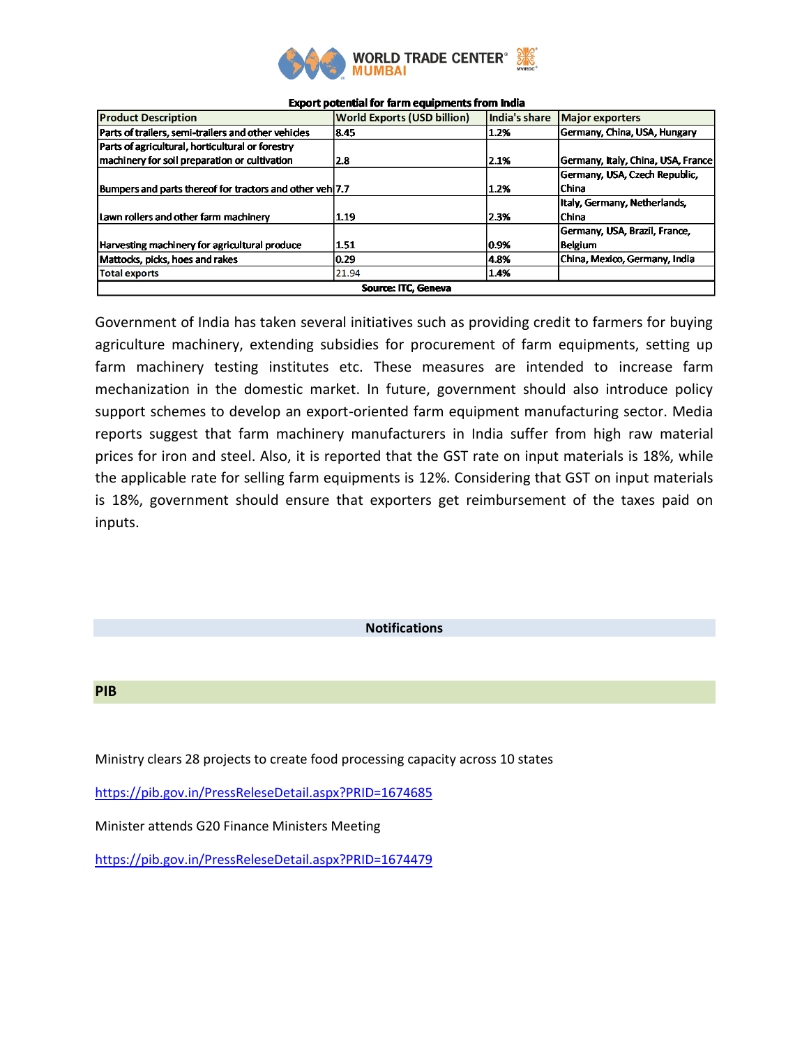**Export potential for farm equipments from India**

| Product Description | World Exports (USD billion) | India's share | Major exporters |
|---|---|---|---|
| Parts of trailers, semi-trailers and other vehicles | 8.45 | 1.2% | Germany, China, USA, Hungary |
| Parts of agricultural, horticultural or forestry machinery for soil preparation or cultivation | 2.8 | 2.1% | Germany, Italy, China, USA, France |
| Bumpers and parts thereof for tractors and other veh | 7.7 | 1.2% | Germany, USA, Czech Republic, China |
| Lawn rollers and other farm machinery | 1.19 | 2.3% | Italy, Germany, Netherlands, China |
| Harvesting machinery for agricultural produce | 1.51 | 0.9% | Germany, USA, Brazil, France, Belgium |
| Mattocks, picks, hoes and rakes | 0.29 | 4.8% | China, Mexico, Germany, India |
| Total exports | 21.94 | 1.4% | |

Source: ITC, Geneva

Government of India has taken several initiatives such as providing credit to farmers for buying agriculture machinery, extending subsidies for procurement of farm equipments, setting up farm machinery testing institutes etc. These measures are intended to increase farm mechanization in the domestic market. In future, government should also introduce policy support schemes to develop an export-oriented farm equipment manufacturing sector. Media reports suggest that farm machinery manufacturers in India suffer from high raw material prices for iron and steel. Also, it is reported that the GST rate on input materials is 18%, while the applicable rate for selling farm equipments is 12%. Considering that GST on input materials is 18%, government should ensure that exporters get reimbursement of the taxes paid on inputs.

## Notifications

### PIB

Ministry clears 28 projects to create food processing capacity across 10 states

https://pib.gov.in/PressReleseDetail.aspx?PRID=1674685

Minister attends G20 Finance Ministers Meeting

https://pib.gov.in/PressReleseDetail.aspx?PRID=1674479